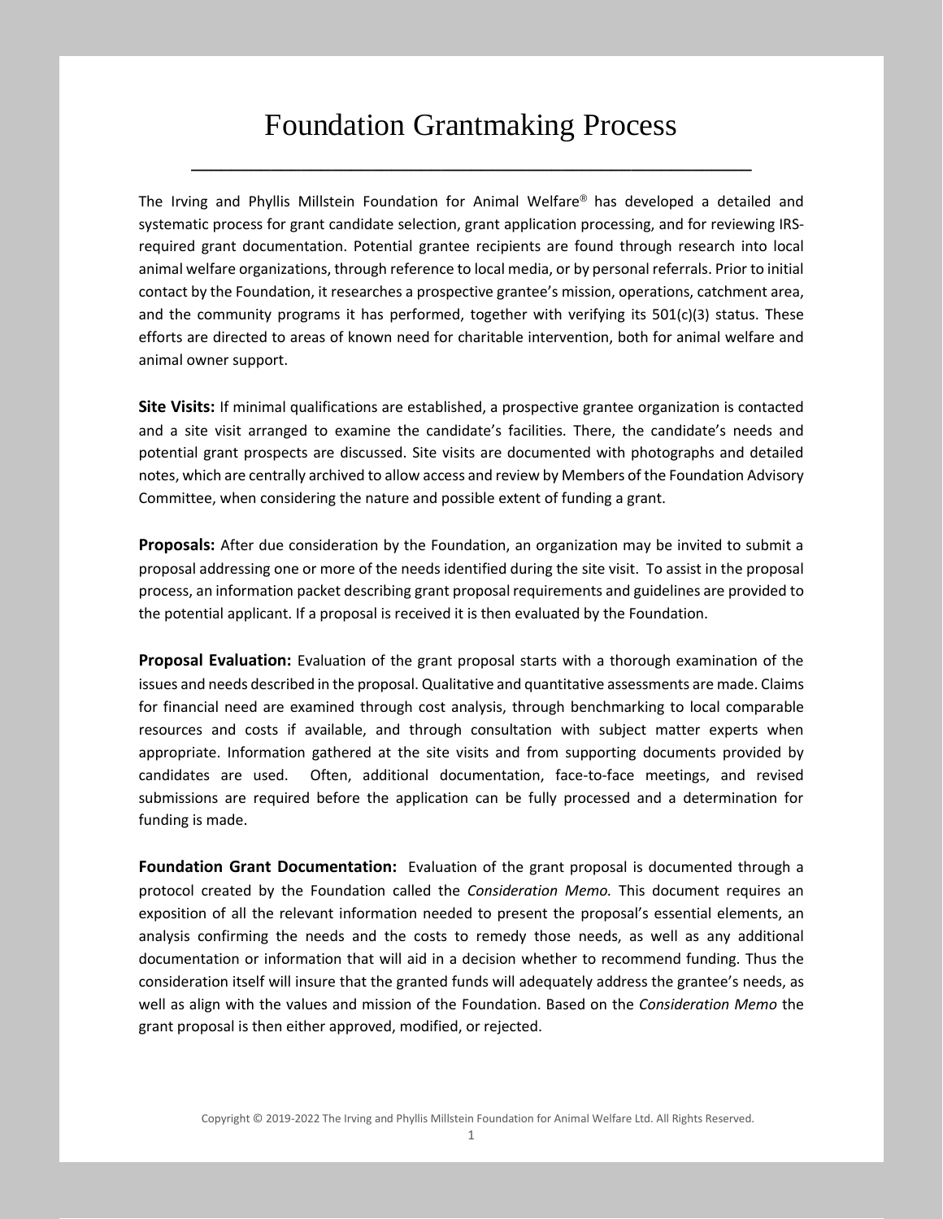# Foundation Grantmaking Process

The Irving and Phyllis Millstein Foundation for Animal Welfare® has developed a detailed and systematic process for grant candidate selection, grant application processing, and for reviewing IRS-required grant documentation. Potential grantee recipients are found through research into local animal welfare organizations, through reference to local media, or by personal referrals. Prior to initial contact by the Foundation, it researches a prospective grantee's mission, operations, catchment area, and the community programs it has performed, together with verifying its 501(c)(3) status. These efforts are directed to areas of known need for charitable intervention, both for animal welfare and animal owner support.

**Site Visits:** If minimal qualifications are established, a prospective grantee organization is contacted and a site visit arranged to examine the candidate's facilities. There, the candidate's needs and potential grant prospects are discussed. Site visits are documented with photographs and detailed notes, which are centrally archived to allow access and review by Members of the Foundation Advisory Committee, when considering the nature and possible extent of funding a grant.

**Proposals:** After due consideration by the Foundation, an organization may be invited to submit a proposal addressing one or more of the needs identified during the site visit. To assist in the proposal process, an information packet describing grant proposal requirements and guidelines are provided to the potential applicant. If a proposal is received it is then evaluated by the Foundation.

**Proposal Evaluation:** Evaluation of the grant proposal starts with a thorough examination of the issues and needs described in the proposal. Qualitative and quantitative assessments are made. Claims for financial need are examined through cost analysis, through benchmarking to local comparable resources and costs if available, and through consultation with subject matter experts when appropriate. Information gathered at the site visits and from supporting documents provided by candidates are used. Often, additional documentation, face-to-face meetings, and revised submissions are required before the application can be fully processed and a determination for funding is made.

**Foundation Grant Documentation:** Evaluation of the grant proposal is documented through a protocol created by the Foundation called the *Consideration Memo.* This document requires an exposition of all the relevant information needed to present the proposal's essential elements, an analysis confirming the needs and the costs to remedy those needs, as well as any additional documentation or information that will aid in a decision whether to recommend funding. Thus the consideration itself will insure that the granted funds will adequately address the grantee's needs, as well as align with the values and mission of the Foundation. Based on the *Consideration Memo* the grant proposal is then either approved, modified, or rejected.

Copyright © 2019-2022 The Irving and Phyllis Millstein Foundation for Animal Welfare Ltd. All Rights Reserved.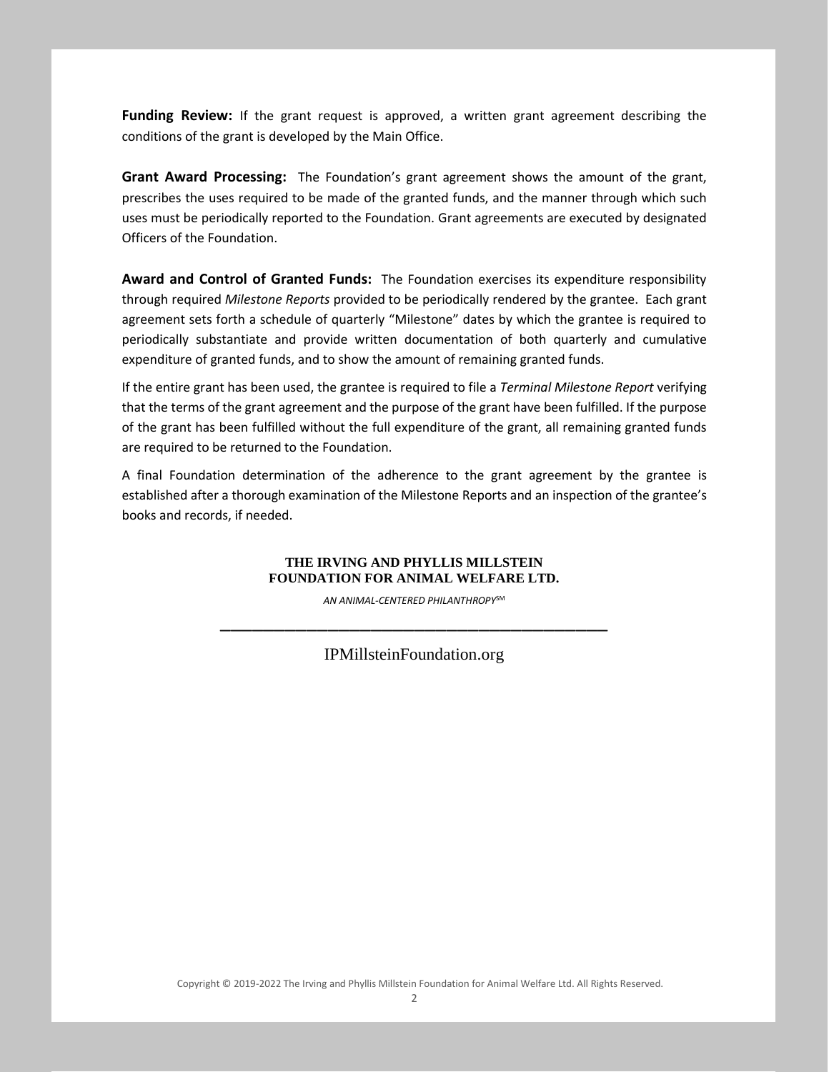**Funding Review:** If the grant request is approved, a written grant agreement describing the conditions of the grant is developed by the Main Office.

**Grant Award Processing:** The Foundation's grant agreement shows the amount of the grant, prescribes the uses required to be made of the granted funds, and the manner through which such uses must be periodically reported to the Foundation. Grant agreements are executed by designated Officers of the Foundation.

**Award and Control of Granted Funds:** The Foundation exercises its expenditure responsibility through required *Milestone Reports* provided to be periodically rendered by the grantee. Each grant agreement sets forth a schedule of quarterly "Milestone" dates by which the grantee is required to periodically substantiate and provide written documentation of both quarterly and cumulative expenditure of granted funds, and to show the amount of remaining granted funds.

If the entire grant has been used, the grantee is required to file a *Terminal Milestone Report* verifying that the terms of the grant agreement and the purpose of the grant have been fulfilled. If the purpose of the grant has been fulfilled without the full expenditure of the grant, all remaining granted funds are required to be returned to the Foundation.

A final Foundation determination of the adherence to the grant agreement by the grantee is established after a thorough examination of the Milestone Reports and an inspection of the grantee's books and records, if needed.

**THE IRVING AND PHYLLIS MILLSTEIN**
**FOUNDATION FOR ANIMAL WELFARE LTD.**

*AN ANIMAL-CENTERED PHILANTHROPY℠*

---

IPMillsteinFoundation.org

Copyright © 2019-2022 The Irving and Phyllis Millstein Foundation for Animal Welfare Ltd. All Rights Reserved.